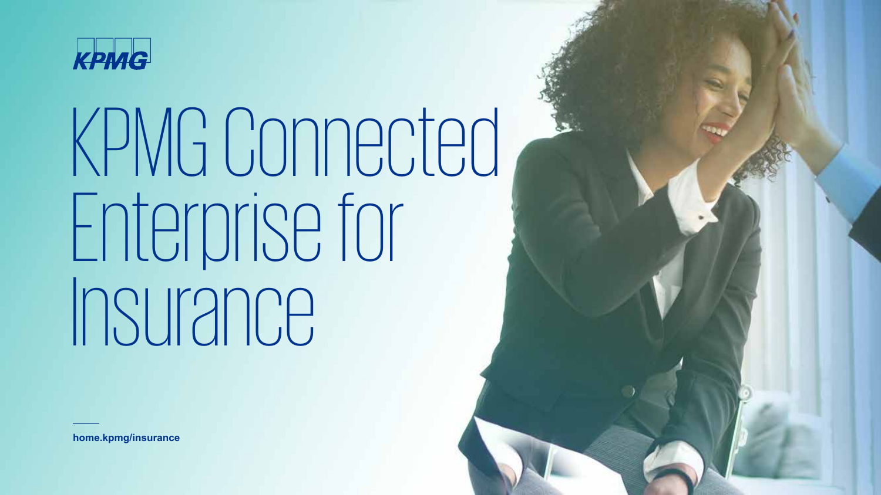KPMG

# KPMG Connected Enterprise for Insurance

home.kpmg/insurance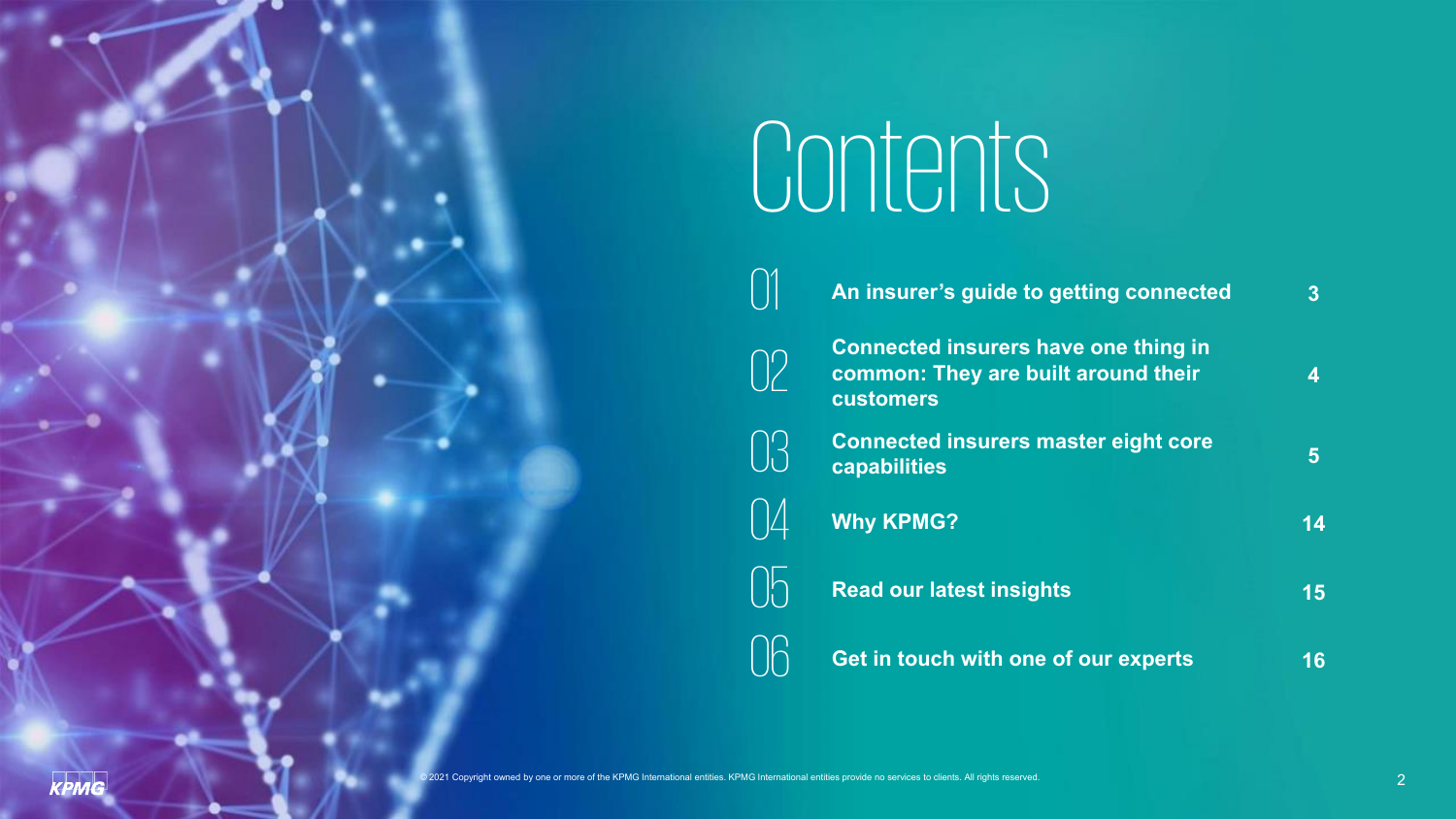# Contents

| | | |
|---|---|---|
| 01 | An insurer’s guide to getting connected | 3 |
| 02 | Connected insurers have one thing in common: They are built around their customers | 4 |
| 03 | Connected insurers master eight core capabilities | 5 |
| 04 | Why KPMG? | 14 |
| 05 | Read our latest insights | 15 |
| 06 | Get in touch with one of our experts | 16 |

© 2021 Copyright owned by one or more of the KPMG International entities. KPMG International entities provide no services to clients. All rights reserved.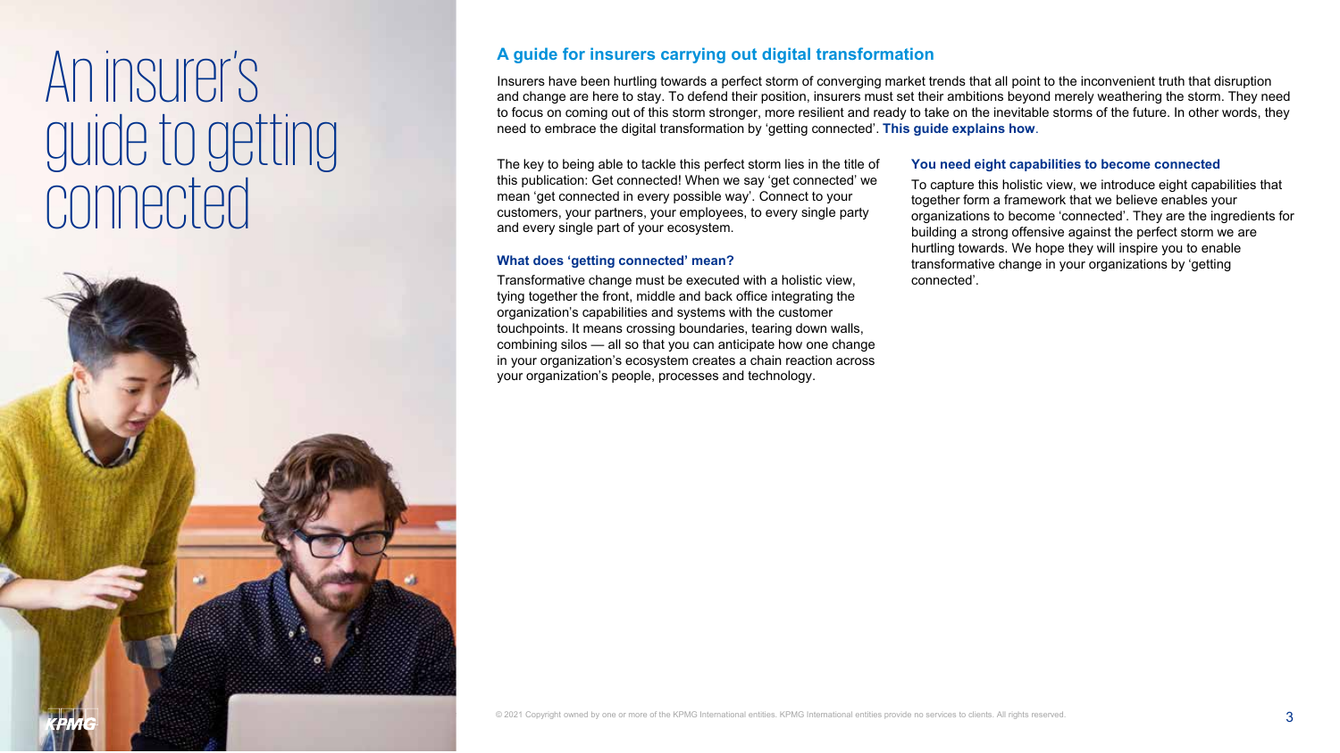# An insurer's guide to getting connected

## A guide for insurers carrying out digital transformation

Insurers have been hurtling towards a perfect storm of converging market trends that all point to the inconvenient truth that disruption and change are here to stay. To defend their position, insurers must set their ambitions beyond merely weathering the storm. They need to focus on coming out of this storm stronger, more resilient and ready to take on the inevitable storms of the future. In other words, they need to embrace the digital transformation by 'getting connected'. **This guide explains how**.

The key to being able to tackle this perfect storm lies in the title of this publication: Get connected! When we say 'get connected' we mean 'get connected in every possible way'. Connect to your customers, your partners, your employees, to every single party and every single part of your ecosystem.

### What does 'getting connected' mean?

Transformative change must be executed with a holistic view, tying together the front, middle and back office integrating the organization's capabilities and systems with the customer touchpoints. It means crossing boundaries, tearing down walls, combining silos — all so that you can anticipate how one change in your organization's ecosystem creates a chain reaction across your organization's people, processes and technology.

### You need eight capabilities to become connected

To capture this holistic view, we introduce eight capabilities that together form a framework that we believe enables your organizations to become 'connected'. They are the ingredients for building a strong offensive against the perfect storm we are hurtling towards. We hope they will inspire you to enable transformative change in your organizations by 'getting connected'.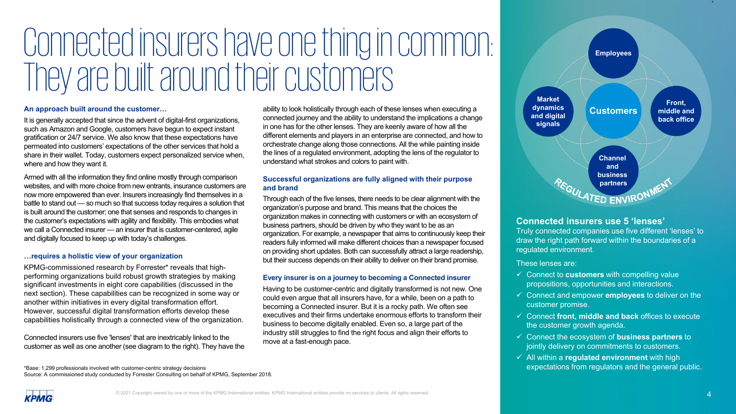# Connected insurers have one thing in common: They are built around their customers

### An approach built around the customer…

It is generally accepted that since the advent of digital-first organizations, such as Amazon and Google, customers have begun to expect instant gratification or 24/7 service. We also know that these expectations have permeated into customers' expectations of the other services that hold a share in their wallet. Today, customers expect personalized service when, where and how they want it.

Armed with all the information they find online mostly through comparison websites, and with more choice from new entrants, insurance customers are now more empowered than ever. Insurers increasingly find themselves in a battle to stand out — so much so that success today requires a solution that is built around the customer; one that senses and responds to changes in the customer's expectations with agility and flexibility. This embodies what we call a Connected insurer — an insurer that is customer-centered, agile and digitally focused to keep up with today's challenges.

### …requires a holistic view of your organization

KPMG-commissioned research by Forrester* reveals that high-performing organizations build robust growth strategies by making significant investments in eight core capabilities (discussed in the next section). These capabilities can be recognized in some way or another within initiatives in every digital transformation effort. However, successful digital transformation efforts develop these capabilities holistically through a connected view of the organization.

Connected insurers use five 'lenses' that are inextricably linked to the customer as well as one another (see diagram to the right). They have the ability to look holistically through each of these lenses when executing a connected journey and the ability to understand the implications a change in one has for the other lenses. They are keenly aware of how all the different elements and players in an enterprise are connected, and how to orchestrate change along those connections. All the while painting inside the lines of a regulated environment, adopting the lens of the regulator to understand what strokes and colors to paint with.

### Successful organizations are fully aligned with their purpose and brand

Through each of the five lenses, there needs to be clear alignment with the organization's purpose and brand. This means that the choices the organization makes in connecting with customers or with an ecosystem of business partners, should be driven by who they want to be as an organization. For example, a newspaper that aims to continuously keep their readers fully informed will make different choices than a newspaper focused on providing short updates. Both can successfully attract a large readership, but their success depends on their ability to deliver on their brand promise.

### Every insurer is on a journey to becoming a Connected insurer

Having to be customer-centric and digitally transformed is not new. One could even argue that all insurers have, for a while, been on a path to becoming a Connected insurer. But it is a rocky path. We often see executives and their firms undertake enormous efforts to transform their business to become digitally enabled. Even so, a large part of the industry still struggles to find the right focus and align their efforts to move at a fast-enough pace.

*Base: 1,299 professionals involved with customer-centric strategy decisions
Source: A commissioned study conducted by Forrester Consulting on behalf of KPMG, September 2018.

Employees

Market dynamics and digital signals

Customers

Front, middle and back office

Channel and business partners

REGULATED ENVIRONMENT

## Connected insurers use 5 'lenses'

Truly connected companies use five different 'lenses' to draw the right path forward within the boundaries of a regulated environment.

These lenses are:

- ✓ Connect to **customers** with compelling value propositions, opportunities and interactions.
- ✓ Connect and empower **employees** to deliver on the customer promise.
- ✓ Connect **front, middle and back** offices to execute the customer growth agenda.
- ✓ Connect the ecosystem of **business partners** to jointly delivery on commitments to customers.
- ✓ All within a **regulated environment** with high expectations from regulators and the general public.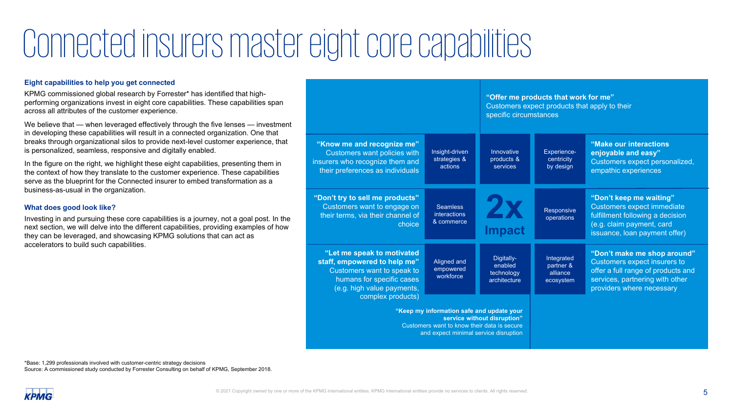# Connected insurers master eight core capabilities

### Eight capabilities to help you get connected

KPMG commissioned global research by Forrester* has identified that high-performing organizations invest in eight core capabilities. These capabilities span across all attributes of the customer experience.

We believe that — when leveraged effectively through the five lenses — investment in developing these capabilities will result in a connected organization. One that breaks through organizational silos to provide next-level customer experience, that is personalized, seamless, responsive and digitally enabled.

In the figure on the right, we highlight these eight capabilities, presenting them in the context of how they translate to the customer experience. These capabilities serve as the blueprint for the Connected insurer to embed transformation as a business-as-usual in the organization.

### What does good look like?

Investing in and pursuing these core capabilities is a journey, not a goal post. In the next section, we will delve into the different capabilities, providing examples of how they can be leveraged, and showcasing KPMG solutions that can act as accelerators to build such capabilities.

**"Offer me products that work for me"**
Customers expect products that apply to their specific circumstances

**"Know me and recognize me"**
Customers want policies with insurers who recognize them and their preferences as individuals

**"Make our interactions enjoyable and easy"**
Customers expect personalized, empathic experiences

**"Don't try to sell me products"**
Customers want to engage on their terms, via their channel of choice

**"Don't keep me waiting"**
Customers expect immediate fulfillment following a decision (e.g. claim payment, card issuance, loan payment offer)

**"Let me speak to motivated staff, empowered to help me"**
Customers want to speak to humans for specific cases (e.g. high value payments, complex products)

**"Don't make me shop around"**
Customers expect insurers to offer a full range of products and services, partnering with other providers where necessary

**"Keep my information safe and update your service without disruption"**
Customers want to know their data is secure and expect minimal service disruption

| | | |
|---|---|---|
| Insight-driven strategies & actions | Innovative products & services | Experience-centricity by design |
| Seamless interactions & commerce | **2x Impact** | Responsive operations |
| Aligned and empowered workforce | Digitally-enabled technology architecture | Integrated partner & alliance ecosystem |

*Base: 1,299 professionals involved with customer-centric strategy decisions
Source: A commissioned study conducted by Forrester Consulting on behalf of KPMG, September 2018.

© 2021 Copyright owned by one or more of the KPMG International entities. KPMG International entities provide no services to clients. All rights reserved.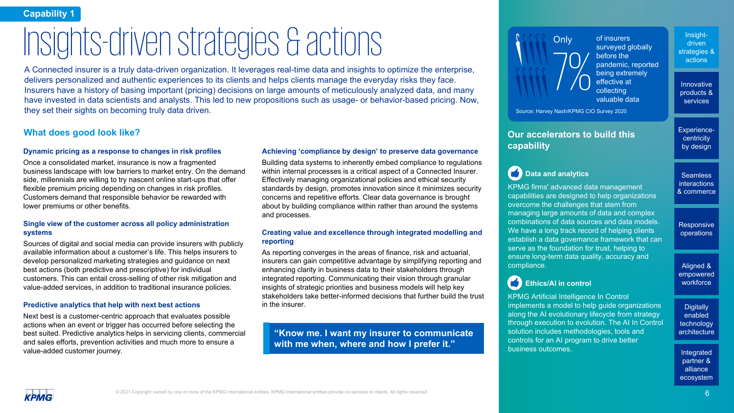Capability 1

# Insights-driven strategies & actions

A Connected insurer is a truly data-driven organization. It leverages real-time data and insights to optimize the enterprise, delivers personalized and authentic experiences to its clients and helps clients manage the everyday risks they face. Insurers have a history of basing important (pricing) decisions on large amounts of meticulously analyzed data, and many have invested in data scientists and analysts. This led to new propositions such as usage- or behavior-based pricing. Now, they set their sights on becoming truly data driven.

## What does good look like?

### Dynamic pricing as a response to changes in risk profiles

Once a consolidated market, insurance is now a fragmented business landscape with low barriers to market entry. On the demand side, millennials are willing to try nascent online start-ups that offer flexible premium pricing depending on changes in risk profiles. Customers demand that responsible behavior be rewarded with lower premiums or other benefits.

### Single view of the customer across all policy administration systems

Sources of digital and social media can provide insurers with publicly available information about a customer's life. This helps insurers to develop personalized marketing strategies and guidance on next best actions (both predictive and prescriptive) for individual customers. This can entail cross-selling of other risk mitigation and value-added services, in addition to traditional insurance policies.

### Predictive analytics that help with next best actions

Next best is a customer-centric approach that evaluates possible actions when an event or trigger has occurred before selecting the best suited. Predictive analytics helps in servicing clients, commercial and sales efforts, prevention activities and much more to ensure a value-added customer journey.

### Achieving 'compliance by design' to preserve data governance

Building data systems to inherently embed compliance to regulations within internal processes is a critical aspect of a Connected Insurer. Effectively managing organizational policies and ethical security standards by design, promotes innovation since it minimizes security concerns and repetitive efforts. Clear data governance is brought about by building compliance within rather than around the systems and processes.

### Creating value and excellence through integrated modelling and reporting

As reporting converges in the areas of finance, risk and actuarial, insurers can gain competitive advantage by simplifying reporting and enhancing clarity in business data to their stakeholders through integrated reporting. Communicating their vision through granular insights of strategic priorities and business models will help key stakeholders take better-informed decisions that further build the trust in the insurer.

> **"Know me. I want my insurer to communicate with me when, where and how I prefer it."**

Only **7%** of insurers surveyed globally before the pandemic, reported being extremely effective at collecting valuable data

Source: Harvey Nash/KPMG CIO Survey 2020

## Our accelerators to build this capability

### Data and analytics

KPMG firms' advanced data management capabilities are designed to help organizations overcome the challenges that stem from managing large amounts of data and complex combinations of data sources and data models. We have a long track record of helping clients establish a data governance framework that can serve as the foundation for trust, helping to ensure long-term data quality, accuracy and compliance.

### Ethics/AI in control

KPMG Artificial Intelligence In Control implements a model to help guide organizations along the AI evolutionary lifecycle from strategy through execution to evolution. The AI In Control solution includes methodologies, tools and controls for an AI program to drive better business outcomes.

- Insight-driven strategies & actions
- Innovative products & services
- Experience-centricity by design
- Seamless interactions & commerce
- Responsive operations
- Aligned & empowered workforce
- Digitally enabled technology architecture
- Integrated partner & alliance ecosystem

© 2021 Copyright owned by one or more of the KPMG International entities. KPMG International entities provide no services to clients. All rights reserved.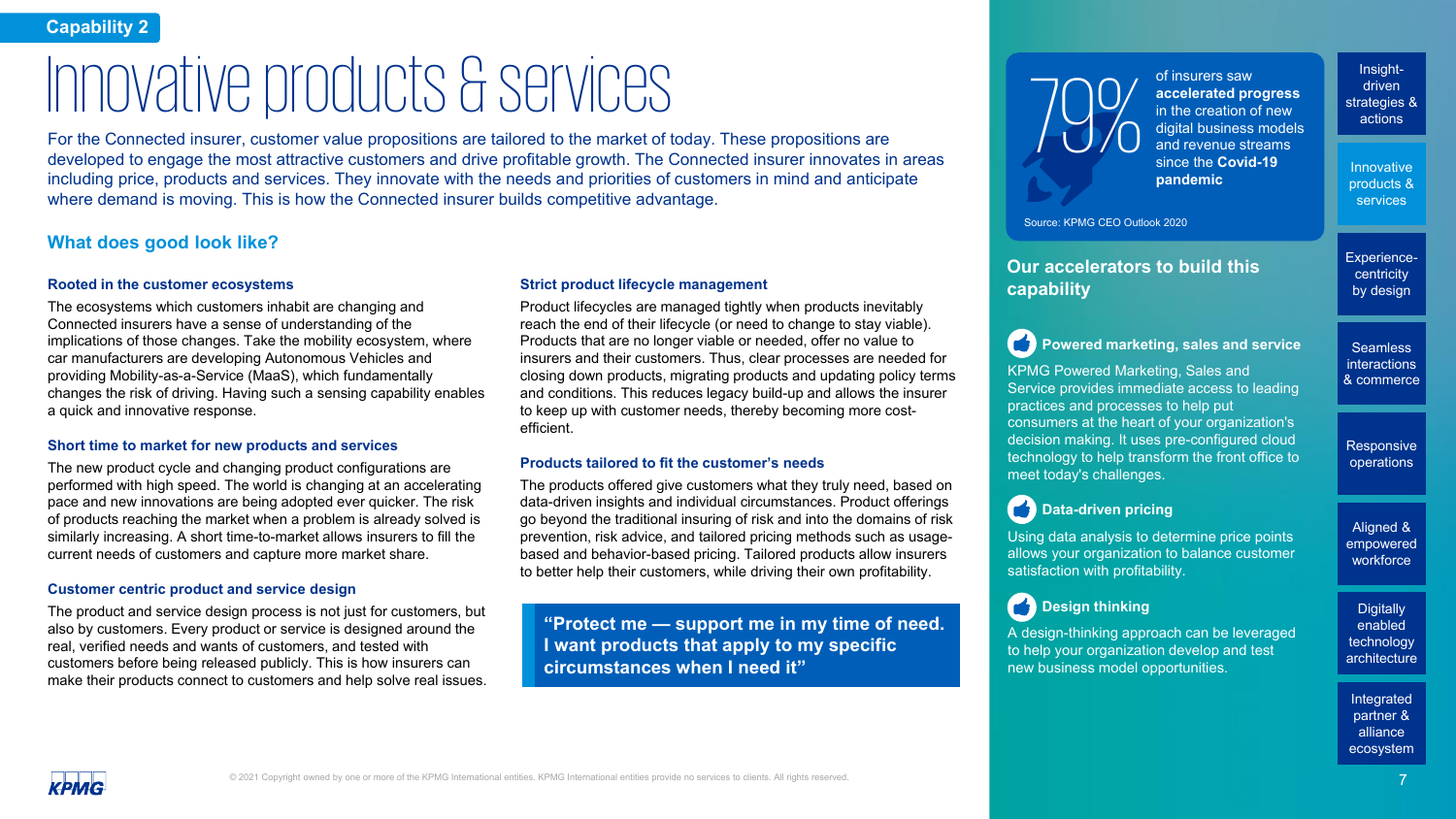Capability 2

# Innovative products & services

For the Connected insurer, customer value propositions are tailored to the market of today. These propositions are developed to engage the most attractive customers and drive profitable growth. The Connected insurer innovates in areas including price, products and services. They innovate with the needs and priorities of customers in mind and anticipate where demand is moving. This is how the Connected insurer builds competitive advantage.

## What does good look like?

### Rooted in the customer ecosystems

The ecosystems which customers inhabit are changing and Connected insurers have a sense of understanding of the implications of those changes. Take the mobility ecosystem, where car manufacturers are developing Autonomous Vehicles and providing Mobility-as-a-Service (MaaS), which fundamentally changes the risk of driving. Having such a sensing capability enables a quick and innovative response.

### Short time to market for new products and services

The new product cycle and changing product configurations are performed with high speed. The world is changing at an accelerating pace and new innovations are being adopted ever quicker. The risk of products reaching the market when a problem is already solved is similarly increasing. A short time-to-market allows insurers to fill the current needs of customers and capture more market share.

### Customer centric product and service design

The product and service design process is not just for customers, but also by customers. Every product or service is designed around the real, verified needs and wants of customers, and tested with customers before being released publicly. This is how insurers can make their products connect to customers and help solve real issues.

### Strict product lifecycle management

Product lifecycles are managed tightly when products inevitably reach the end of their lifecycle (or need to change to stay viable). Products that are no longer viable or needed, offer no value to insurers and their customers. Thus, clear processes are needed for closing down products, migrating products and updating policy terms and conditions. This reduces legacy build-up and allows the insurer to keep up with customer needs, thereby becoming more cost-efficient.

### Products tailored to fit the customer's needs

The products offered give customers what they truly need, based on data-driven insights and individual circumstances. Product offerings go beyond the traditional insuring of risk and into the domains of risk prevention, risk advice, and tailored pricing methods such as usage-based and behavior-based pricing. Tailored products allow insurers to better help their customers, while driving their own profitability.

> **"Protect me — support me in my time of need. I want products that apply to my specific circumstances when I need it"**

**79%** of insurers saw **accelerated progress** in the creation of new digital business models and revenue streams since the **Covid-19 pandemic**

Source: KPMG CEO Outlook 2020

## Our accelerators to build this capability

### Powered marketing, sales and service

KPMG Powered Marketing, Sales and Service provides immediate access to leading practices and processes to help put consumers at the heart of your organization's decision making. It uses pre-configured cloud technology to help transform the front office to meet today's challenges.

### Data-driven pricing

Using data analysis to determine price points allows your organization to balance customer satisfaction with profitability.

### Design thinking

A design-thinking approach can be leveraged to help your organization develop and test new business model opportunities.

- Insight-driven strategies & actions
- Innovative products & services
- Experience-centricity by design
- Seamless interactions & commerce
- Responsive operations
- Aligned & empowered workforce
- Digitally enabled technology architecture
- Integrated partner & alliance ecosystem

© 2021 Copyright owned by one or more of the KPMG International entities. KPMG International entities provide no services to clients. All rights reserved.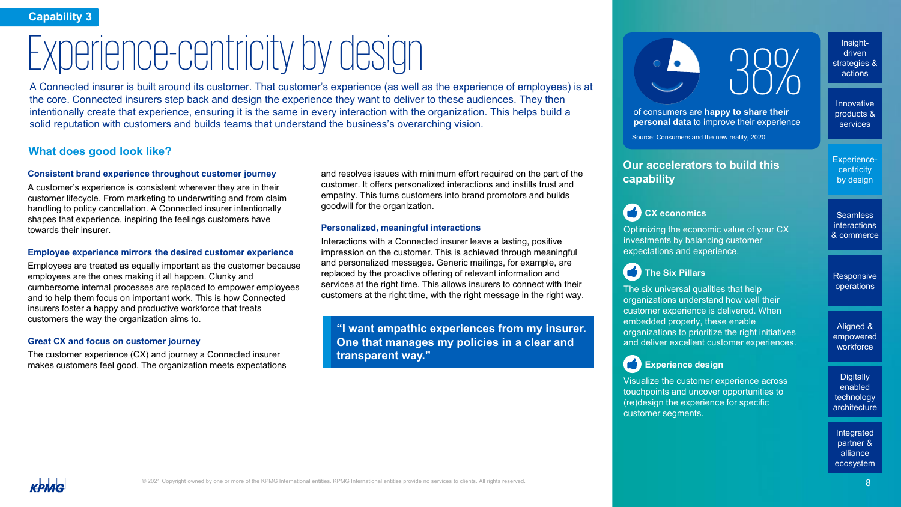Capability 3

# Experience-centricity by design

A Connected insurer is built around its customer. That customer's experience (as well as the experience of employees) is at the core. Connected insurers step back and design the experience they want to deliver to these audiences. They then intentionally create that experience, ensuring it is the same in every interaction with the organization. This helps build a solid reputation with customers and builds teams that understand the business's overarching vision.

## What does good look like?

### Consistent brand experience throughout customer journey

A customer's experience is consistent wherever they are in their customer lifecycle. From marketing to underwriting and from claim handling to policy cancellation. A Connected insurer intentionally shapes that experience, inspiring the feelings customers have towards their insurer.

### Employee experience mirrors the desired customer experience

Employees are treated as equally important as the customer because employees are the ones making it all happen. Clunky and cumbersome internal processes are replaced to empower employees and to help them focus on important work. This is how Connected insurers foster a happy and productive workforce that treats customers the way the organization aims to.

### Great CX and focus on customer journey

The customer experience (CX) and journey a Connected insurer makes customers feel good. The organization meets expectations and resolves issues with minimum effort required on the part of the customer. It offers personalized interactions and instills trust and empathy. This turns customers into brand promotors and builds goodwill for the organization.

### Personalized, meaningful interactions

Interactions with a Connected insurer leave a lasting, positive impression on the customer. This is achieved through meaningful and personalized messages. Generic mailings, for example, are replaced by the proactive offering of relevant information and services at the right time. This allows insurers to connect with their customers at the right time, with the right message in the right way.

> **"I want empathic experiences from my insurer. One that manages my policies in a clear and transparent way."**

**38%**

of consumers are **happy to share their personal data** to improve their experience

Source: Consumers and the new reality, 2020

## Our accelerators to build this capability

### CX economics

Optimizing the economic value of your CX investments by balancing customer expectations and experience.

### The Six Pillars

The six universal qualities that help organizations understand how well their customer experience is delivered. When embedded properly, these enable organizations to prioritize the right initiatives and deliver excellent customer experiences.

### Experience design

Visualize the customer experience across touchpoints and uncover opportunities to (re)design the experience for specific customer segments.

- Insight-driven strategies & actions
- Innovative products & services
- Experience-centricity by design
- Seamless interactions & commerce
- Responsive operations
- Aligned & empowered workforce
- Digitally enabled technology architecture
- Integrated partner & alliance ecosystem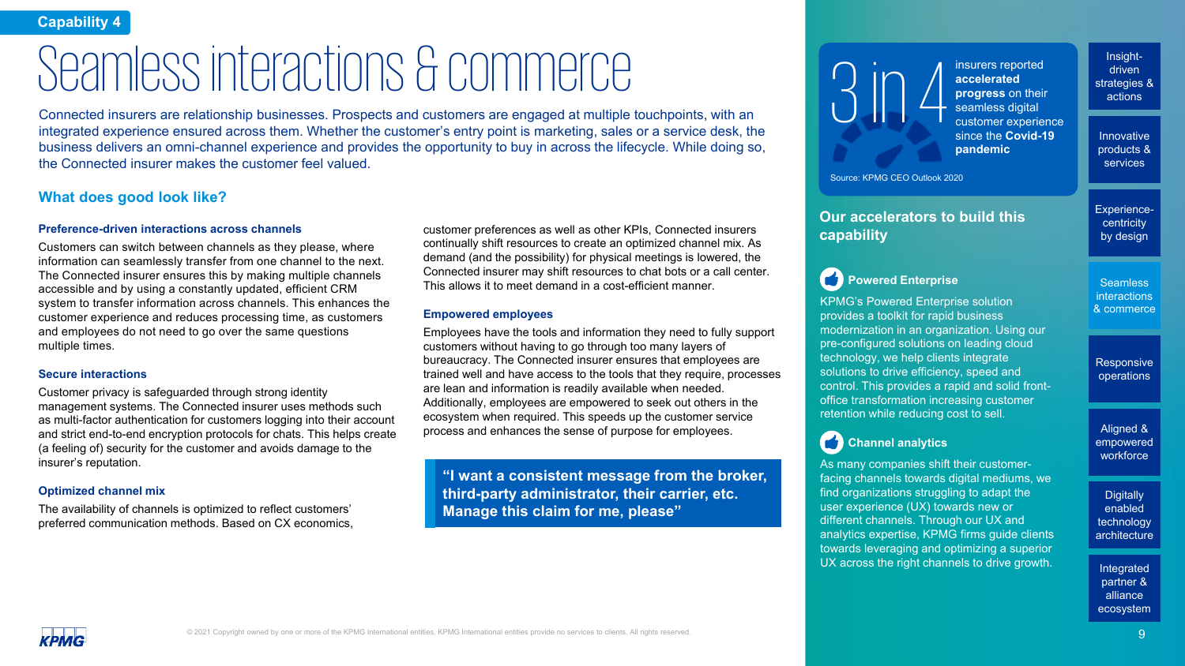Capability 4

# Seamless interactions & commerce

Connected insurers are relationship businesses. Prospects and customers are engaged at multiple touchpoints, with an integrated experience ensured across them. Whether the customer's entry point is marketing, sales or a service desk, the business delivers an omni-channel experience and provides the opportunity to buy in across the lifecycle. While doing so, the Connected insurer makes the customer feel valued.

## What does good look like?

### Preference-driven interactions across channels

Customers can switch between channels as they please, where information can seamlessly transfer from one channel to the next. The Connected insurer ensures this by making multiple channels accessible and by using a constantly updated, efficient CRM system to transfer information across channels. This enhances the customer experience and reduces processing time, as customers and employees do not need to go over the same questions multiple times.

### Secure interactions

Customer privacy is safeguarded through strong identity management systems. The Connected insurer uses methods such as multi-factor authentication for customers logging into their account and strict end-to-end encryption protocols for chats. This helps create (a feeling of) security for the customer and avoids damage to the insurer's reputation.

### Optimized channel mix

The availability of channels is optimized to reflect customers' preferred communication methods. Based on CX economics, customer preferences as well as other KPIs, Connected insurers continually shift resources to create an optimized channel mix. As demand (and the possibility) for physical meetings is lowered, the Connected insurer may shift resources to chat bots or a call center. This allows it to meet demand in a cost-efficient manner.

### Empowered employees

Employees have the tools and information they need to fully support customers without having to go through too many layers of bureaucracy. The Connected insurer ensures that employees are trained well and have access to the tools that they require, processes are lean and information is readily available when needed. Additionally, employees are empowered to seek out others in the ecosystem when required. This speeds up the customer service process and enhances the sense of purpose for employees.

> **"I want a consistent message from the broker, third-party administrator, their carrier, etc. Manage this claim for me, please"**

**3 in 4** insurers reported **accelerated progress** on their seamless digital customer experience since the **Covid-19 pandemic**

Source: KPMG CEO Outlook 2020

## Our accelerators to build this capability

### Powered Enterprise

KPMG's Powered Enterprise solution provides a toolkit for rapid business modernization in an organization. Using our pre-configured solutions on leading cloud technology, we help clients integrate solutions to drive efficiency, speed and control. This provides a rapid and solid front-office transformation increasing customer retention while reducing cost to sell.

### Channel analytics

As many companies shift their customer-facing channels towards digital mediums, we find organizations struggling to adapt the user experience (UX) towards new or different channels. Through our UX and analytics expertise, KPMG firms guide clients towards leveraging and optimizing a superior UX across the right channels to drive growth.

- Insight-driven strategies & actions
- Innovative products & services
- Experience-centricity by design
- Seamless interactions & commerce
- Responsive operations
- Aligned & empowered workforce
- Digitally enabled technology architecture
- Integrated partner & alliance ecosystem

© 2021 Copyright owned by one or more of the KPMG International entities. KPMG International entities provide no services to clients. All rights reserved.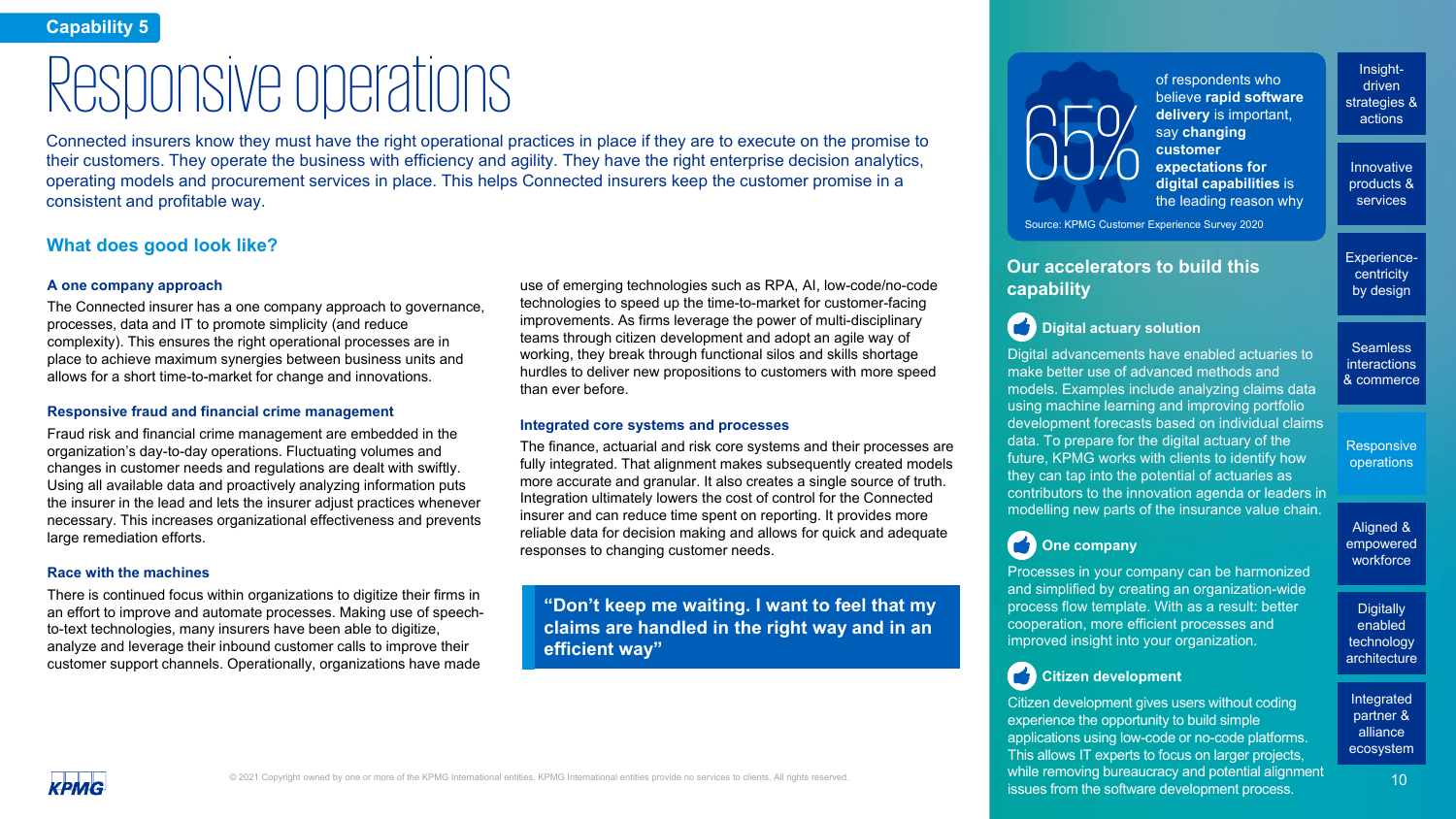Capability 5

# Responsive operations

Connected insurers know they must have the right operational practices in place if they are to execute on the promise to their customers. They operate the business with efficiency and agility. They have the right enterprise decision analytics, operating models and procurement services in place. This helps Connected insurers keep the customer promise in a consistent and profitable way.

## What does good look like?

### A one company approach

The Connected insurer has a one company approach to governance, processes, data and IT to promote simplicity (and reduce complexity). This ensures the right operational processes are in place to achieve maximum synergies between business units and allows for a short time-to-market for change and innovations.

### Responsive fraud and financial crime management

Fraud risk and financial crime management are embedded in the organization's day-to-day operations. Fluctuating volumes and changes in customer needs and regulations are dealt with swiftly. Using all available data and proactively analyzing information puts the insurer in the lead and lets the insurer adjust practices whenever necessary. This increases organizational effectiveness and prevents large remediation efforts.

### Race with the machines

There is continued focus within organizations to digitize their firms in an effort to improve and automate processes. Making use of speech-to-text technologies, many insurers have been able to digitize, analyze and leverage their inbound customer calls to improve their customer support channels. Operationally, organizations have made use of emerging technologies such as RPA, AI, low-code/no-code technologies to speed up the time-to-market for customer-facing improvements. As firms leverage the power of multi-disciplinary teams through citizen development and adopt an agile way of working, they break through functional silos and skills shortage hurdles to deliver new propositions to customers with more speed than ever before.

### Integrated core systems and processes

The finance, actuarial and risk core systems and their processes are fully integrated. That alignment makes subsequently created models more accurate and granular. It also creates a single source of truth. Integration ultimately lowers the cost of control for the Connected insurer and can reduce time spent on reporting. It provides more reliable data for decision making and allows for quick and adequate responses to changing customer needs.

> **"Don't keep me waiting. I want to feel that my claims are handled in the right way and in an efficient way"**

65% of respondents who believe **rapid software delivery** is important, say **changing customer expectations for digital capabilities** is the leading reason why

Source: KPMG Customer Experience Survey 2020

## Our accelerators to build this capability

### Digital actuary solution

Digital advancements have enabled actuaries to make better use of advanced methods and models. Examples include analyzing claims data using machine learning and improving portfolio development forecasts based on individual claims data. To prepare for the digital actuary of the future, KPMG works with clients to identify how they can tap into the potential of actuaries as contributors to the innovation agenda or leaders in modelling new parts of the insurance value chain.

### One company

Processes in your company can be harmonized and simplified by creating an organization-wide process flow template. With as a result: better cooperation, more efficient processes and improved insight into your organization.

### Citizen development

Citizen development gives users without coding experience the opportunity to build simple applications using low-code or no-code platforms. This allows IT experts to focus on larger projects, while removing bureaucracy and potential alignment issues from the software development process.

- Insight-driven strategies & actions
- Innovative products & services
- Experience-centricity by design
- Seamless interactions & commerce
- Responsive operations
- Aligned & empowered workforce
- Digitally enabled technology architecture
- Integrated partner & alliance ecosystem

© 2021 Copyright owned by one or more of the KPMG International entities. KPMG International entities provide no services to clients. All rights reserved.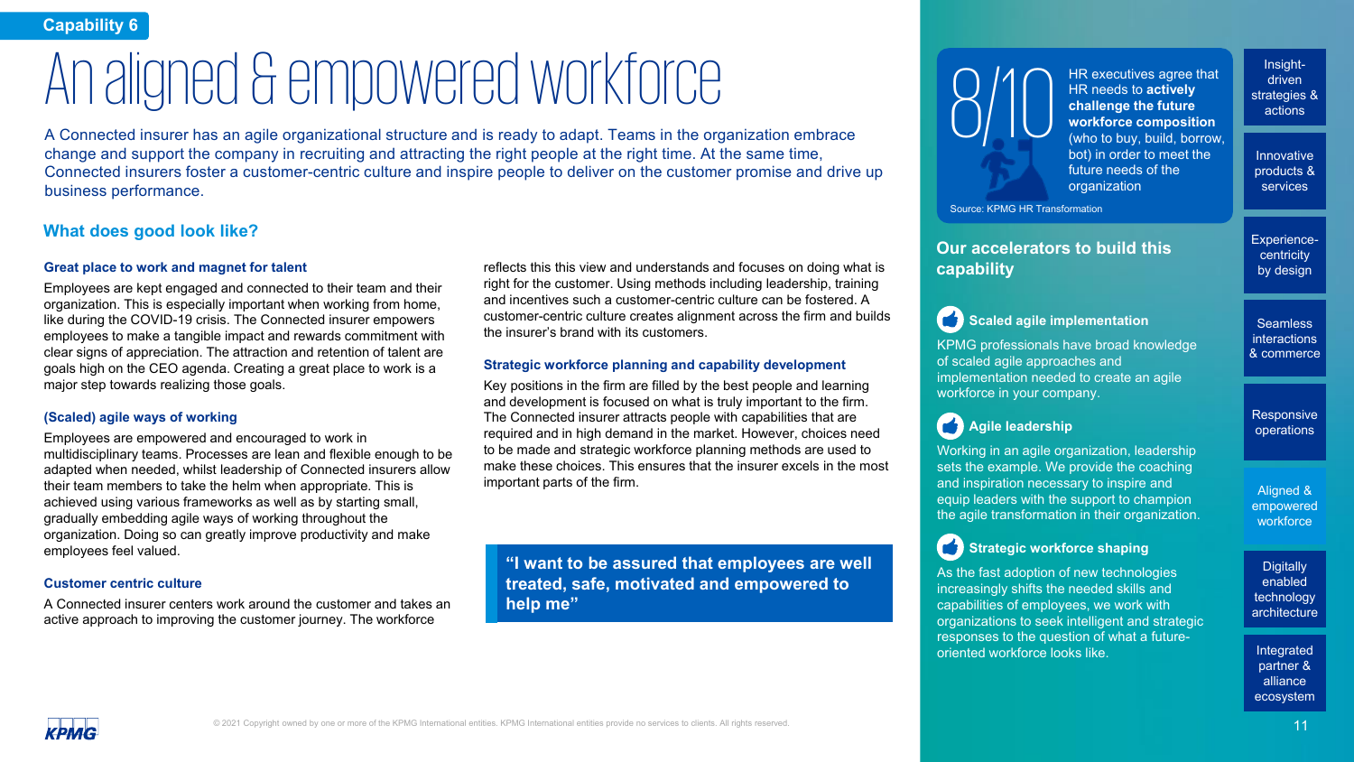Capability 6

# An aligned & empowered workforce

A Connected insurer has an agile organizational structure and is ready to adapt. Teams in the organization embrace change and support the company in recruiting and attracting the right people at the right time. At the same time, Connected insurers foster a customer-centric culture and inspire people to deliver on the customer promise and drive up business performance.

## What does good look like?

### Great place to work and magnet for talent

Employees are kept engaged and connected to their team and their organization. This is especially important when working from home, like during the COVID-19 crisis. The Connected insurer empowers employees to make a tangible impact and rewards commitment with clear signs of appreciation. The attraction and retention of talent are goals high on the CEO agenda. Creating a great place to work is a major step towards realizing those goals.

### (Scaled) agile ways of working

Employees are empowered and encouraged to work in multidisciplinary teams. Processes are lean and flexible enough to be adapted when needed, whilst leadership of Connected insurers allow their team members to take the helm when appropriate. This is achieved using various frameworks as well as by starting small, gradually embedding agile ways of working throughout the organization. Doing so can greatly improve productivity and make employees feel valued.

### Customer centric culture

A Connected insurer centers work around the customer and takes an active approach to improving the customer journey. The workforce reflects this this view and understands and focuses on doing what is right for the customer. Using methods including leadership, training and incentives such a customer-centric culture can be fostered. A customer-centric culture creates alignment across the firm and builds the insurer's brand with its customers.

### Strategic workforce planning and capability development

Key positions in the firm are filled by the best people and learning and development is focused on what is truly important to the firm. The Connected insurer attracts people with capabilities that are required and in high demand in the market. However, choices need to be made and strategic workforce planning methods are used to make these choices. This ensures that the insurer excels in the most important parts of the firm.

> **"I want to be assured that employees are well treated, safe, motivated and empowered to help me"**

**8/10** HR executives agree that HR needs to **actively challenge the future workforce composition** (who to buy, build, borrow, bot) in order to meet the future needs of the organization

Source: KPMG HR Transformation

## Our accelerators to build this capability

### Scaled agile implementation

KPMG professionals have broad knowledge of scaled agile approaches and implementation needed to create an agile workforce in your company.

### Agile leadership

Working in an agile organization, leadership sets the example. We provide the coaching and inspiration necessary to inspire and equip leaders with the support to champion the agile transformation in their organization.

### Strategic workforce shaping

As the fast adoption of new technologies increasingly shifts the needed skills and capabilities of employees, we work with organizations to seek intelligent and strategic responses to the question of what a future-oriented workforce looks like.

- Insight-driven strategies & actions
- Innovative products & services
- Experience-centricity by design
- Seamless interactions & commerce
- Responsive operations
- Aligned & empowered workforce
- Digitally enabled technology architecture
- Integrated partner & alliance ecosystem

© 2021 Copyright owned by one or more of the KPMG International entities. KPMG International entities provide no services to clients. All rights reserved.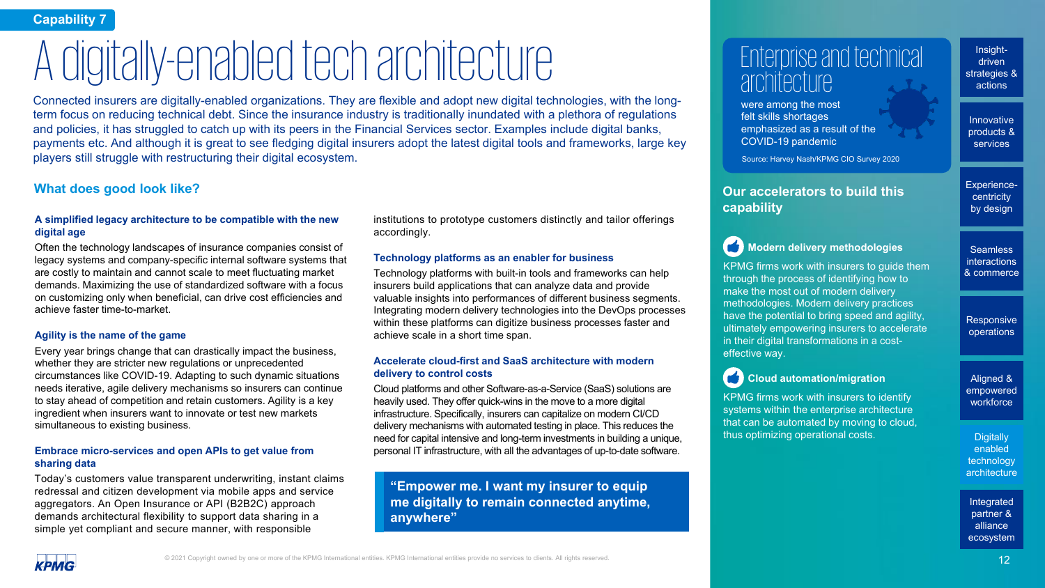Capability 7

# A digitally-enabled tech architecture

Connected insurers are digitally-enabled organizations. They are flexible and adopt new digital technologies, with the long-term focus on reducing technical debt. Since the insurance industry is traditionally inundated with a plethora of regulations and policies, it has struggled to catch up with its peers in the Financial Services sector. Examples include digital banks, payments etc. And although it is great to see fledging digital insurers adopt the latest digital tools and frameworks, large key players still struggle with restructuring their digital ecosystem.

## What does good look like?

### A simplified legacy architecture to be compatible with the new digital age

Often the technology landscapes of insurance companies consist of legacy systems and company-specific internal software systems that are costly to maintain and cannot scale to meet fluctuating market demands. Maximizing the use of standardized software with a focus on customizing only when beneficial, can drive cost efficiencies and achieve faster time-to-market.

### Agility is the name of the game

Every year brings change that can drastically impact the business, whether they are stricter new regulations or unprecedented circumstances like COVID-19. Adapting to such dynamic situations needs iterative, agile delivery mechanisms so insurers can continue to stay ahead of competition and retain customers. Agility is a key ingredient when insurers want to innovate or test new markets simultaneous to existing business.

### Embrace micro-services and open APIs to get value from sharing data

Today's customers value transparent underwriting, instant claims redressal and citizen development via mobile apps and service aggregators. An Open Insurance or API (B2B2C) approach demands architectural flexibility to support data sharing in a simple yet compliant and secure manner, with responsible institutions to prototype customers distinctly and tailor offerings accordingly.

### Technology platforms as an enabler for business

Technology platforms with built-in tools and frameworks can help insurers build applications that can analyze data and provide valuable insights into performances of different business segments. Integrating modern delivery technologies into the DevOps processes within these platforms can digitize business processes faster and achieve scale in a short time span.

### Accelerate cloud-first and SaaS architecture with modern delivery to control costs

Cloud platforms and other Software-as-a-Service (SaaS) solutions are heavily used. They offer quick-wins in the move to a more digital infrastructure. Specifically, insurers can capitalize on modern CI/CD delivery mechanisms with automated testing in place. This reduces the need for capital intensive and long-term investments in building a unique, personal IT infrastructure, with all the advantages of up-to-date software.

> **"Empower me. I want my insurer to equip me digitally to remain connected anytime, anywhere"**

**Enterprise and technical architecture** were among the most felt skills shortages emphasized as a result of the COVID-19 pandemic

Source: Harvey Nash/KPMG CIO Survey 2020

## Our accelerators to build this capability

### Modern delivery methodologies

KPMG firms work with insurers to guide them through the process of identifying how to make the most out of modern delivery methodologies. Modern delivery practices have the potential to bring speed and agility, ultimately empowering insurers to accelerate in their digital transformations in a cost-effective way.

### Cloud automation/migration

KPMG firms work with insurers to identify systems within the enterprise architecture that can be automated by moving to cloud, thus optimizing operational costs.

- Insight-driven strategies & actions
- Innovative products & services
- Experience-centricity by design
- Seamless interactions & commerce
- Responsive operations
- Aligned & empowered workforce
- Digitally enabled technology architecture
- Integrated partner & alliance ecosystem

© 2021 Copyright owned by one or more of the KPMG International entities. KPMG International entities provide no services to clients. All rights reserved.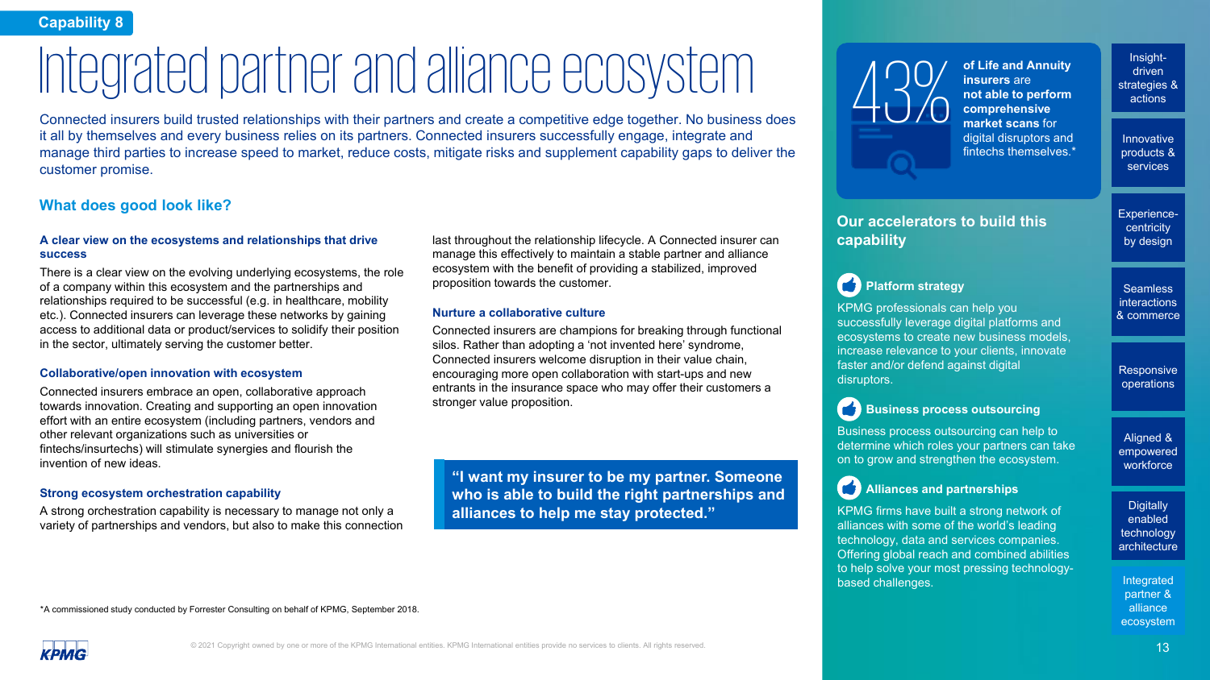Capability 8

# Integrated partner and alliance ecosystem

Connected insurers build trusted relationships with their partners and create a competitive edge together. No business does it all by themselves and every business relies on its partners. Connected insurers successfully engage, integrate and manage third parties to increase speed to market, reduce costs, mitigate risks and supplement capability gaps to deliver the customer promise.

## What does good look like?

### A clear view on the ecosystems and relationships that drive success

There is a clear view on the evolving underlying ecosystems, the role of a company within this ecosystem and the partnerships and relationships required to be successful (e.g. in healthcare, mobility etc.). Connected insurers can leverage these networks by gaining access to additional data or product/services to solidify their position in the sector, ultimately serving the customer better.

### Collaborative/open innovation with ecosystem

Connected insurers embrace an open, collaborative approach towards innovation. Creating and supporting an open innovation effort with an entire ecosystem (including partners, vendors and other relevant organizations such as universities or fintechs/insurtechs) will stimulate synergies and flourish the invention of new ideas.

### Strong ecosystem orchestration capability

A strong orchestration capability is necessary to manage not only a variety of partnerships and vendors, but also to make this connection last throughout the relationship lifecycle. A Connected insurer can manage this effectively to maintain a stable partner and alliance ecosystem with the benefit of providing a stabilized, improved proposition towards the customer.

### Nurture a collaborative culture

Connected insurers are champions for breaking through functional silos. Rather than adopting a 'not invented here' syndrome, Connected insurers welcome disruption in their value chain, encouraging more open collaboration with start-ups and new entrants in the insurance space who may offer their customers a stronger value proposition.

> **"I want my insurer to be my partner. Someone who is able to build the right partnerships and alliances to help me stay protected."**

**43%** **of Life and Annuity insurers** are **not able to perform comprehensive market scans** for digital disruptors and fintechs themselves.*

## Our accelerators to build this capability

### Platform strategy

KPMG professionals can help you successfully leverage digital platforms and ecosystems to create new business models, increase relevance to your clients, innovate faster and/or defend against digital disruptors.

### Business process outsourcing

Business process outsourcing can help to determine which roles your partners can take on to grow and strengthen the ecosystem.

### Alliances and partnerships

KPMG firms have built a strong network of alliances with some of the world's leading technology, data and services companies. Offering global reach and combined abilities to help solve your most pressing technology-based challenges.

- Insight-driven strategies & actions
- Innovative products & services
- Experience-centricity by design
- Seamless interactions & commerce
- Responsive operations
- Aligned & empowered workforce
- Digitally enabled technology architecture
- Integrated partner & alliance ecosystem

*A commissioned study conducted by Forrester Consulting on behalf of KPMG, September 2018.

© 2021 Copyright owned by one or more of the KPMG International entities. KPMG International entities provide no services to clients. All rights reserved.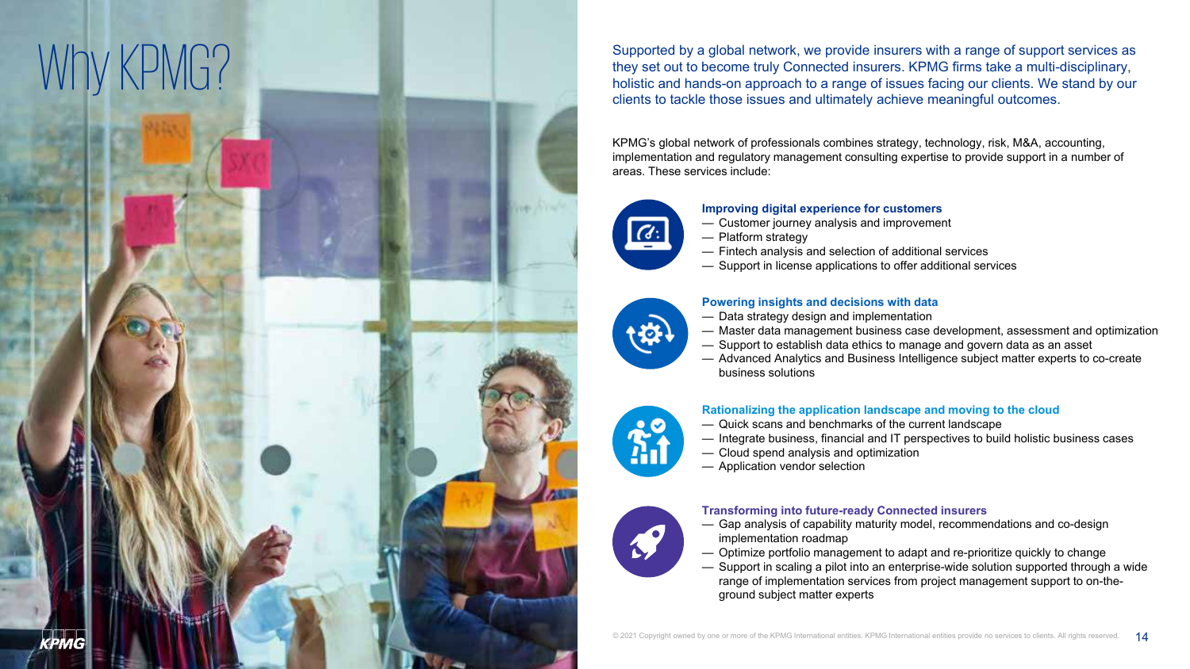# Why KPMG?

Supported by a global network, we provide insurers with a range of support services as they set out to become truly Connected insurers. KPMG firms take a multi-disciplinary, holistic and hands-on approach to a range of issues facing our clients. We stand by our clients to tackle those issues and ultimately achieve meaningful outcomes.

KPMG's global network of professionals combines strategy, technology, risk, M&A, accounting, implementation and regulatory management consulting expertise to provide support in a number of areas. These services include:

**Improving digital experience for customers**

- Customer journey analysis and improvement
- Platform strategy
- Fintech analysis and selection of additional services
- Support in license applications to offer additional services

**Powering insights and decisions with data**

- Data strategy design and implementation
- Master data management business case development, assessment and optimization
- Support to establish data ethics to manage and govern data as an asset
- Advanced Analytics and Business Intelligence subject matter experts to co-create business solutions

**Rationalizing the application landscape and moving to the cloud**

- Quick scans and benchmarks of the current landscape
- Integrate business, financial and IT perspectives to build holistic business cases
- Cloud spend analysis and optimization
- Application vendor selection

**Transforming into future-ready Connected insurers**

- Gap analysis of capability maturity model, recommendations and co-design implementation roadmap
- Optimize portfolio management to adapt and re-prioritize quickly to change
- Support in scaling a pilot into an enterprise-wide solution supported through a wide range of implementation services from project management support to on-the-ground subject matter experts

© 2021 Copyright owned by one or more of the KPMG International entities. KPMG International entities provide no services to clients. All rights reserved.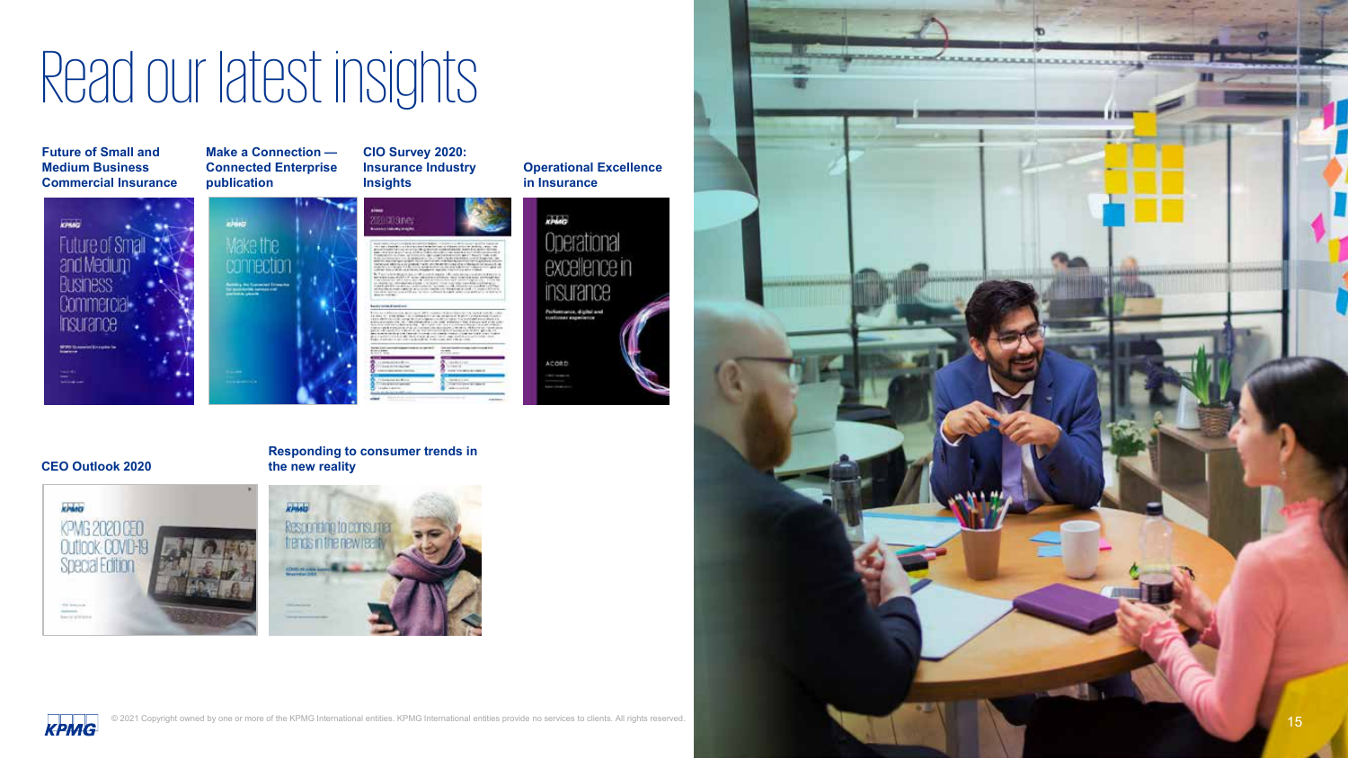# Read our latest insights

**Future of Small and Medium Business Commercial Insurance**

**Make a Connection — Connected Enterprise publication**

**CIO Survey 2020: Insurance Industry Insights**

**Operational Excellence in Insurance**

**CEO Outlook 2020**

**Responding to consumer trends in the new reality**

© 2021 Copyright owned by one or more of the KPMG International entities. KPMG International entities provide no services to clients. All rights reserved.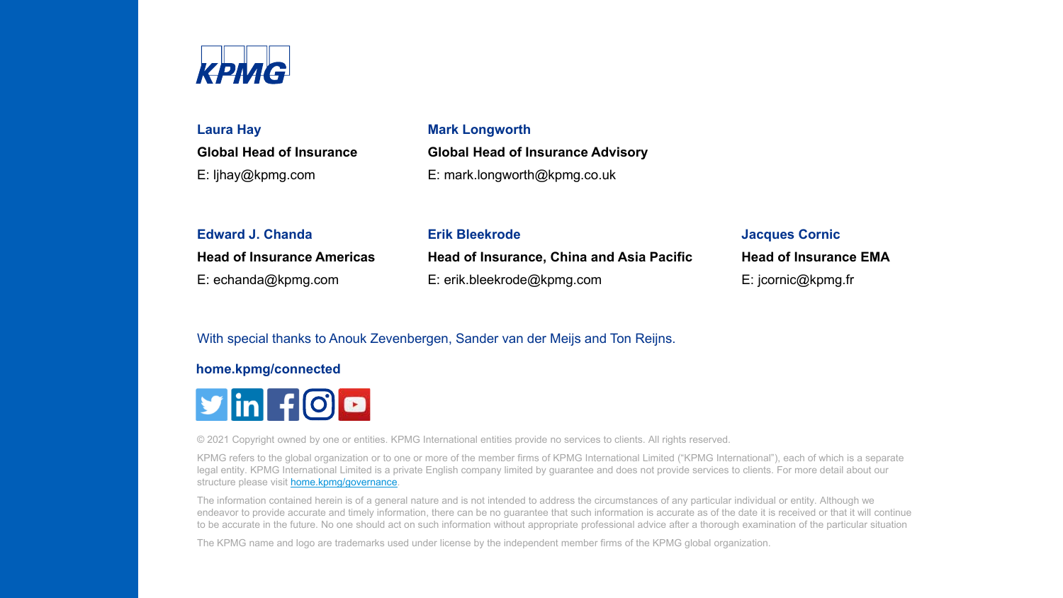**Laura Hay**
**Global Head of Insurance**
E: ljhay@kpmg.com

**Mark Longworth**
**Global Head of Insurance Advisory**
E: mark.longworth@kpmg.co.uk

**Edward J. Chanda**
**Head of Insurance Americas**
E: echanda@kpmg.com

**Erik Bleekrode**
**Head of Insurance, China and Asia Pacific**
E: erik.bleekrode@kpmg.com

**Jacques Cornic**
**Head of Insurance EMA**
E: jcornic@kpmg.fr

With special thanks to Anouk Zevenbergen, Sander van der Meijs and Ton Reijns.

**home.kpmg/connected**

© 2021 Copyright owned by one or entities. KPMG International entities provide no services to clients. All rights reserved.

KPMG refers to the global organization or to one or more of the member firms of KPMG International Limited ("KPMG International"), each of which is a separate legal entity. KPMG International Limited is a private English company limited by guarantee and does not provide services to clients. For more detail about our structure please visit home.kpmg/governance.

The information contained herein is of a general nature and is not intended to address the circumstances of any particular individual or entity. Although we endeavor to provide accurate and timely information, there can be no guarantee that such information is accurate as of the date it is received or that it will continue to be accurate in the future. No one should act on such information without appropriate professional advice after a thorough examination of the particular situation

The KPMG name and logo are trademarks used under license by the independent member firms of the KPMG global organization.